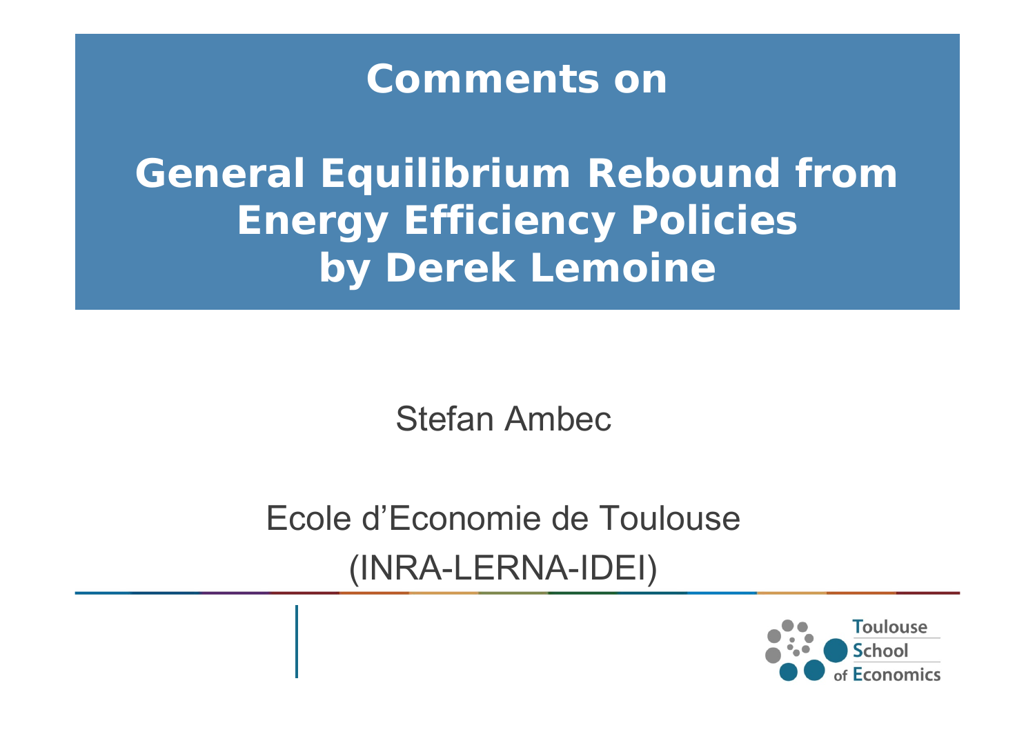# Comments on

# General Equilibrium Rebound from Energy Efficiency Policies by Derek Lemoine

Stefan Ambec

Ecole d'Economie de Toulouse

(INRA-LERNA-IDEI)

Toulouse School of Economics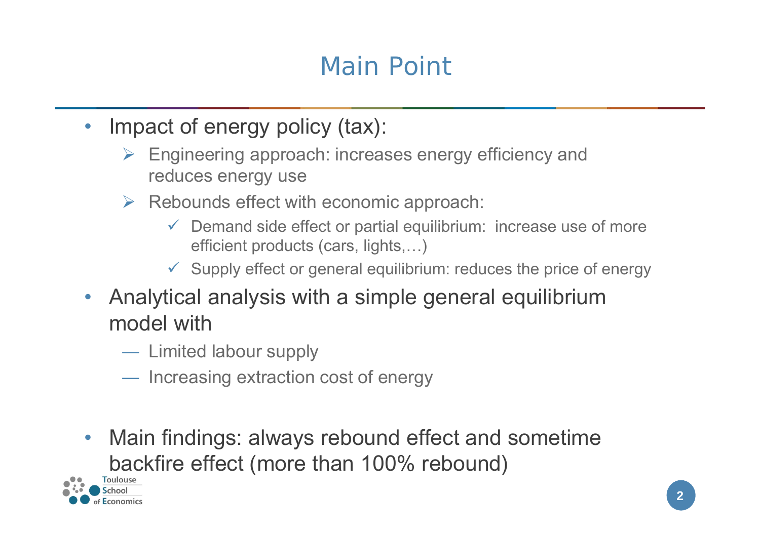# Main Point

- Impact of energy policy (tax):
  - Engineering approach: increases energy efficiency and reduces energy use
  - Rebounds effect with economic approach:
    - ✓ Demand side effect or partial equilibrium: increase use of more efficient products (cars, lights,…)
    - ✓ Supply effect or general equilibrium: reduces the price of energy
- Analytical analysis with a simple general equilibrium model with
  - — Limited labour supply
  - — Increasing extraction cost of energy
- Main findings: always rebound effect and sometime backfire effect (more than 100% rebound)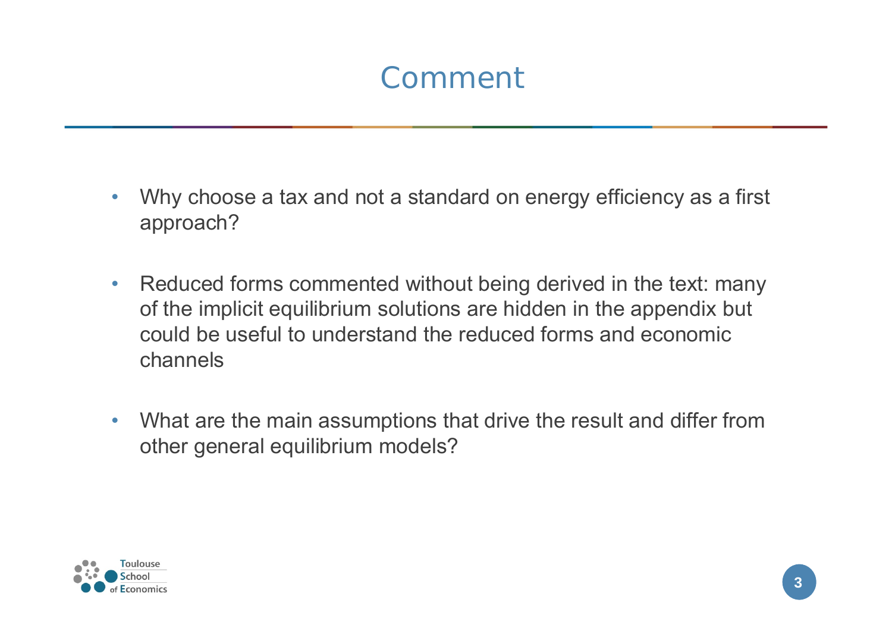# Comment

- Why choose a tax and not a standard on energy efficiency as a first approach?
- Reduced forms commented without being derived in the text: many of the implicit equilibrium solutions are hidden in the appendix but could be useful to understand the reduced forms and economic channels
- What are the main assumptions that drive the result and differ from other general equilibrium models?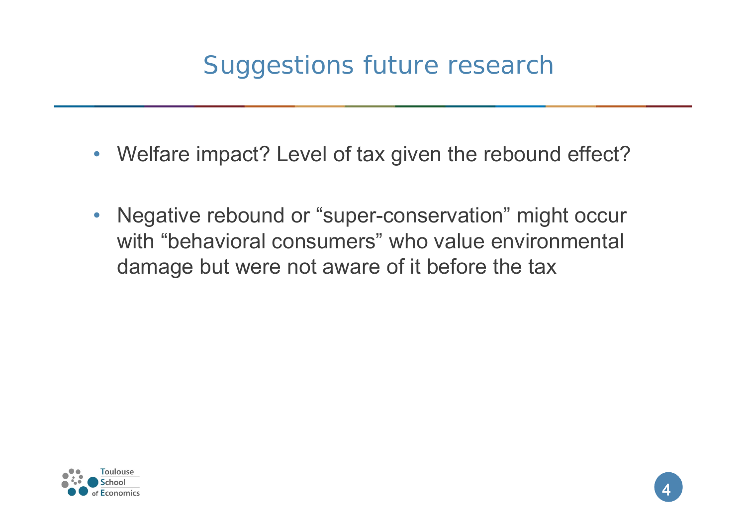# Suggestions future research

- Welfare impact? Level of tax given the rebound effect?
- Negative rebound or “super-conservation” might occur with “behavioral consumers” who value environmental damage but were not aware of it before the tax